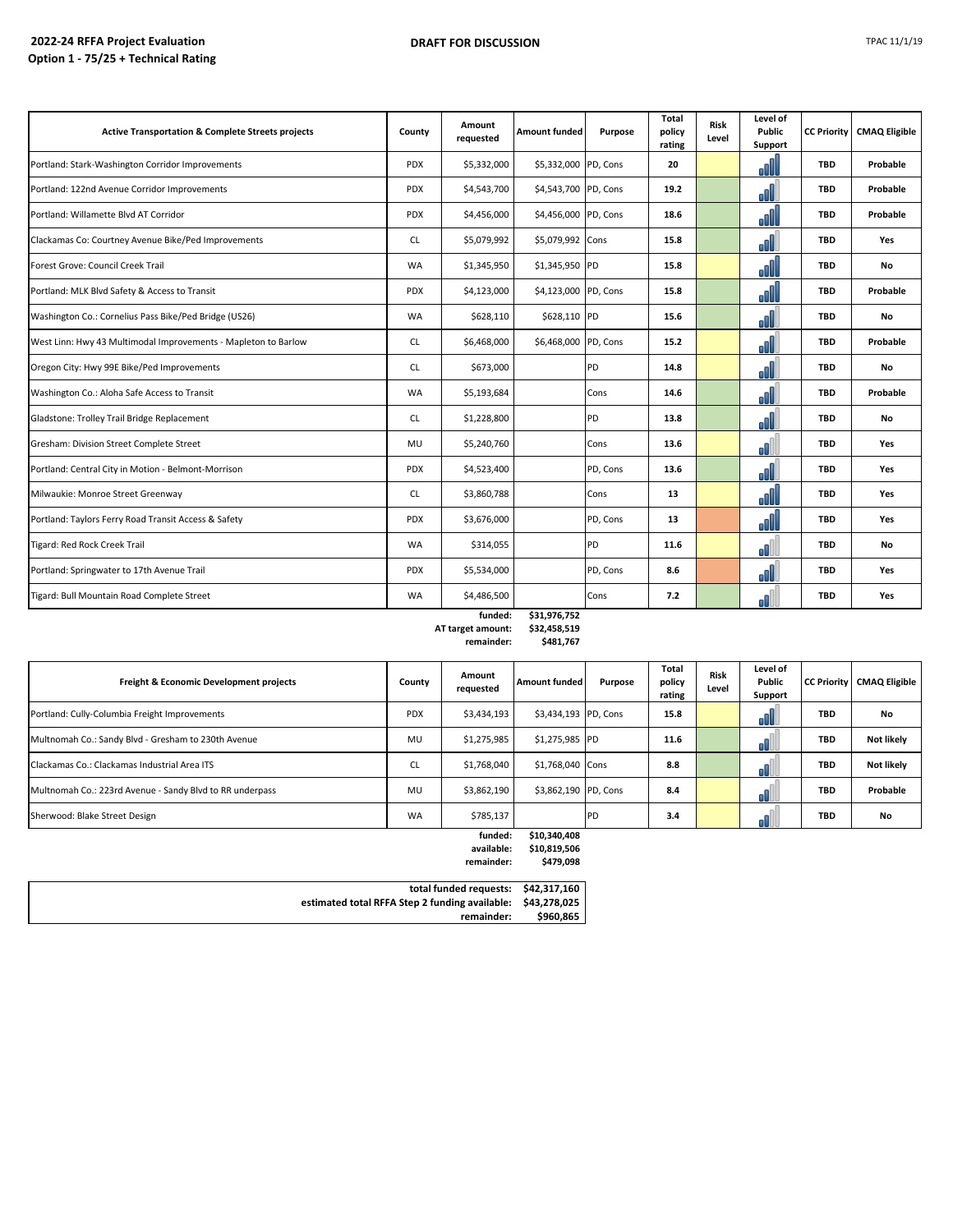**2022-24 RFFA Project Evaluation**
**Option 1 - 75/25 + Technical Rating**

**DRAFT FOR DISCUSSION**

TPAC 11/1/19

| Active Transportation & Complete Streets projects | County | Amount requested | Amount funded | Purpose | Total policy rating | Risk Level | Level of Public Support | CC Priority | CMAQ Eligible |
|---|---|---|---|---|---|---|---|---|---|
| Portland: Stark-Washington Corridor Improvements | PDX | $5,332,000 | $5,332,000 | PD, Cons | 20 | | | TBD | Probable |
| Portland: 122nd Avenue Corridor Improvements | PDX | $4,543,700 | $4,543,700 | PD, Cons | 19.2 | | | TBD | Probable |
| Portland: Willamette Blvd AT Corridor | PDX | $4,456,000 | $4,456,000 | PD, Cons | 18.6 | | | TBD | Probable |
| Clackamas Co: Courtney Avenue Bike/Ped Improvements | CL | $5,079,992 | $5,079,992 | Cons | 15.8 | | | TBD | Yes |
| Forest Grove: Council Creek Trail | WA | $1,345,950 | $1,345,950 | PD | 15.8 | | | TBD | No |
| Portland: MLK Blvd Safety & Access to Transit | PDX | $4,123,000 | $4,123,000 | PD, Cons | 15.8 | | | TBD | Probable |
| Washington Co.: Cornelius Pass Bike/Ped Bridge (US26) | WA | $628,110 | $628,110 | PD | 15.6 | | | TBD | No |
| West Linn: Hwy 43 Multimodal Improvements - Mapleton to Barlow | CL | $6,468,000 | $6,468,000 | PD, Cons | 15.2 | | | TBD | Probable |
| Oregon City: Hwy 99E Bike/Ped Improvements | CL | $673,000 | | PD | 14.8 | | | TBD | No |
| Washington Co.: Aloha Safe Access to Transit | WA | $5,193,684 | | Cons | 14.6 | | | TBD | Probable |
| Gladstone: Trolley Trail Bridge Replacement | CL | $1,228,800 | | PD | 13.8 | | | TBD | No |
| Gresham: Division Street Complete Street | MU | $5,240,760 | | Cons | 13.6 | | | TBD | Yes |
| Portland: Central City in Motion - Belmont-Morrison | PDX | $4,523,400 | | PD, Cons | 13.6 | | | TBD | Yes |
| Milwaukie: Monroe Street Greenway | CL | $3,860,788 | | Cons | 13 | | | TBD | Yes |
| Portland: Taylors Ferry Road Transit Access & Safety | PDX | $3,676,000 | | PD, Cons | 13 | | | TBD | Yes |
| Tigard: Red Rock Creek Trail | WA | $314,055 | | PD | 11.6 | | | TBD | No |
| Portland: Springwater to 17th Avenue Trail | PDX | $5,534,000 | | PD, Cons | 8.6 | | | TBD | Yes |
| Tigard: Bull Mountain Road Complete Street | WA | $4,486,500 | | Cons | 7.2 | | | TBD | Yes |
| | | funded: | $31,976,752 | | | | | | |
| | | AT target amount: | $32,458,519 | | | | | | |
| | | remainder: | $481,767 | | | | | | |

| Freight & Economic Development projects | County | Amount requested | Amount funded | Purpose | Total policy rating | Risk Level | Level of Public Support | CC Priority | CMAQ Eligible |
|---|---|---|---|---|---|---|---|---|---|
| Portland: Cully-Columbia Freight Improvements | PDX | $3,434,193 | $3,434,193 | PD, Cons | 15.8 | | | TBD | No |
| Multnomah Co.: Sandy Blvd - Gresham to 230th Avenue | MU | $1,275,985 | $1,275,985 | PD | 11.6 | | | TBD | Not likely |
| Clackamas Co.: Clackamas Industrial Area ITS | CL | $1,768,040 | $1,768,040 | Cons | 8.8 | | | TBD | Not likely |
| Multnomah Co.: 223rd Avenue - Sandy Blvd to RR underpass | MU | $3,862,190 | $3,862,190 | PD, Cons | 8.4 | | | TBD | Probable |
| Sherwood: Blake Street Design | WA | $785,137 | | PD | 3.4 | | | TBD | No |
| | | funded: | $10,340,408 | | | | | | |
| | | available: | $10,819,506 | | | | | | |
| | | remainder: | $479,098 | | | | | | |

| | |
|---|---|
| total funded requests: | $42,317,160 |
| estimated total RFFA Step 2 funding available: | $43,278,025 |
| remainder: | $960,865 |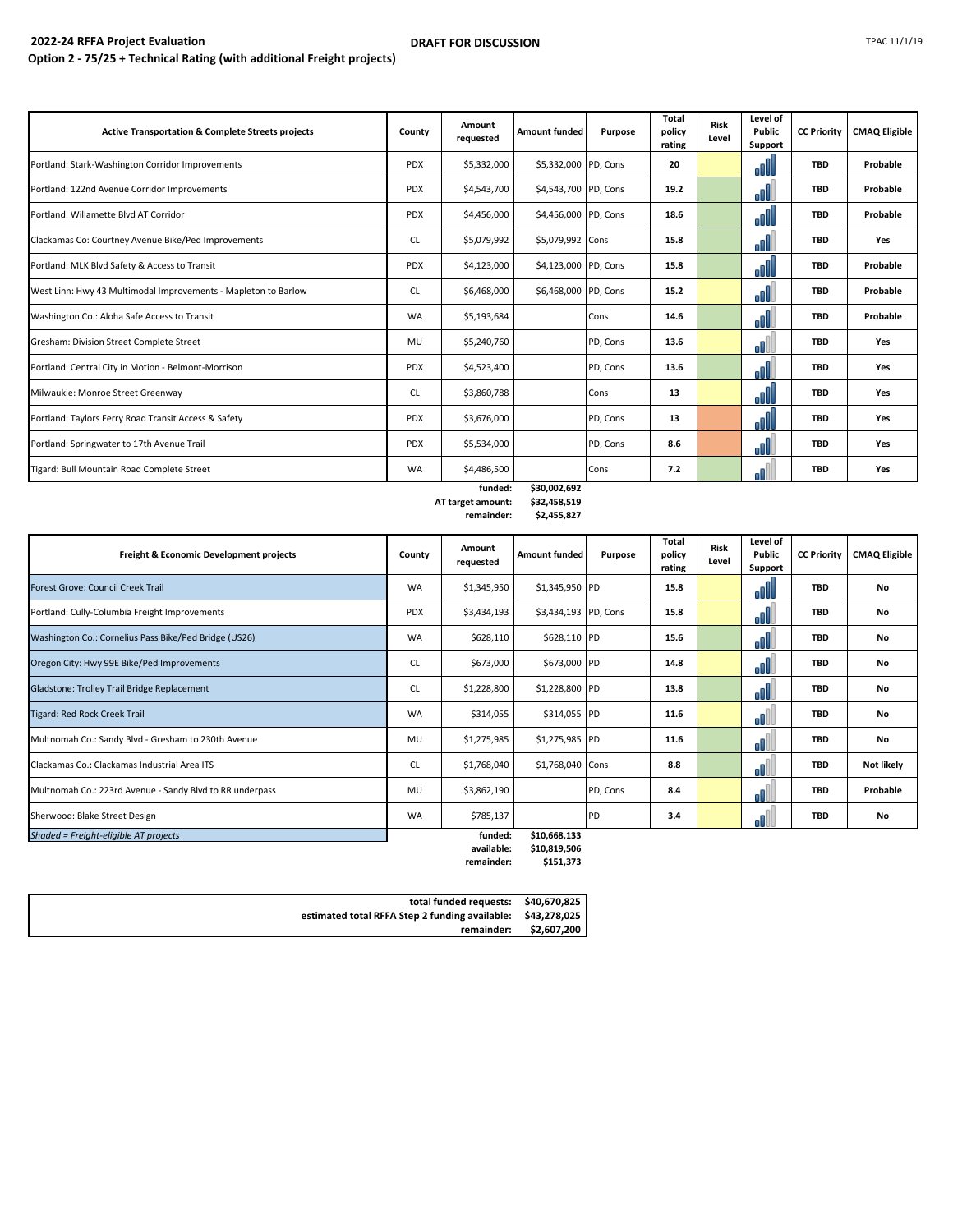**2022-24 RFFA Project Evaluation** **DRAFT FOR DISCUSSION**

**Option 2 - 75/25 + Technical Rating (with additional Freight projects)**

| Active Transportation & Complete Streets projects | County | Amount requested | Amount funded | Purpose | Total policy rating | Risk Level | Level of Public Support | CC Priority | CMAQ Eligible |
|---|---|---|---|---|---|---|---|---|---|
| Portland: Stark-Washington Corridor Improvements | PDX | $5,332,000 | $5,332,000 | PD, Cons | 20 | | | TBD | Probable |
| Portland: 122nd Avenue Corridor Improvements | PDX | $4,543,700 | $4,543,700 | PD, Cons | 19.2 | | | TBD | Probable |
| Portland: Willamette Blvd AT Corridor | PDX | $4,456,000 | $4,456,000 | PD, Cons | 18.6 | | | TBD | Probable |
| Clackamas Co: Courtney Avenue Bike/Ped Improvements | CL | $5,079,992 | $5,079,992 | Cons | 15.8 | | | TBD | Yes |
| Portland: MLK Blvd Safety & Access to Transit | PDX | $4,123,000 | $4,123,000 | PD, Cons | 15.8 | | | TBD | Probable |
| West Linn: Hwy 43 Multimodal Improvements - Mapleton to Barlow | CL | $6,468,000 | $6,468,000 | PD, Cons | 15.2 | | | TBD | Probable |
| Washington Co.: Aloha Safe Access to Transit | WA | $5,193,684 | | Cons | 14.6 | | | TBD | Probable |
| Gresham: Division Street Complete Street | MU | $5,240,760 | | PD, Cons | 13.6 | | | TBD | Yes |
| Portland: Central City in Motion - Belmont-Morrison | PDX | $4,523,400 | | PD, Cons | 13.6 | | | TBD | Yes |
| Milwaukie: Monroe Street Greenway | CL | $3,860,788 | | Cons | 13 | | | TBD | Yes |
| Portland: Taylors Ferry Road Transit Access & Safety | PDX | $3,676,000 | | PD, Cons | 13 | | | TBD | Yes |
| Portland: Springwater to 17th Avenue Trail | PDX | $5,534,000 | | PD, Cons | 8.6 | | | TBD | Yes |
| Tigard: Bull Mountain Road Complete Street | WA | $4,486,500 | | Cons | 7.2 | | | TBD | Yes |
| | | funded: | $30,002,692 | | | | | | |
| | | AT target amount: | $32,458,519 | | | | | | |
| | | remainder: | $2,455,827 | | | | | | |

| Freight & Economic Development projects | County | Amount requested | Amount funded | Purpose | Total policy rating | Risk Level | Level of Public Support | CC Priority | CMAQ Eligible |
|---|---|---|---|---|---|---|---|---|---|
| Forest Grove: Council Creek Trail | WA | $1,345,950 | $1,345,950 | PD | 15.8 | | | TBD | No |
| Portland: Cully-Columbia Freight Improvements | PDX | $3,434,193 | $3,434,193 | PD, Cons | 15.8 | | | TBD | No |
| Washington Co.: Cornelius Pass Bike/Ped Bridge (US26) | WA | $628,110 | $628,110 | PD | 15.6 | | | TBD | No |
| Oregon City: Hwy 99E Bike/Ped Improvements | CL | $673,000 | $673,000 | PD | 14.8 | | | TBD | No |
| Gladstone: Trolley Trail Bridge Replacement | CL | $1,228,800 | $1,228,800 | PD | 13.8 | | | TBD | No |
| Tigard: Red Rock Creek Trail | WA | $314,055 | $314,055 | PD | 11.6 | | | TBD | No |
| Multnomah Co.: Sandy Blvd - Gresham to 230th Avenue | MU | $1,275,985 | $1,275,985 | PD | 11.6 | | | TBD | No |
| Clackamas Co.: Clackamas Industrial Area ITS | CL | $1,768,040 | $1,768,040 | Cons | 8.8 | | | TBD | Not likely |
| Multnomah Co.: 223rd Avenue - Sandy Blvd to RR underpass | MU | $3,862,190 | | PD, Cons | 8.4 | | | TBD | Probable |
| Sherwood: Blake Street Design | WA | $785,137 | | PD | 3.4 | | | TBD | No |
| *Shaded = Freight-eligible AT projects* | | funded: | $10,668,133 | | | | | | |
| | | available: | $10,819,506 | | | | | | |
| | | remainder: | $151,373 | | | | | | |

| | |
|---|---|
| total funded requests: | $40,670,825 |
| estimated total RFFA Step 2 funding available: | $43,278,025 |
| remainder: | $2,607,200 |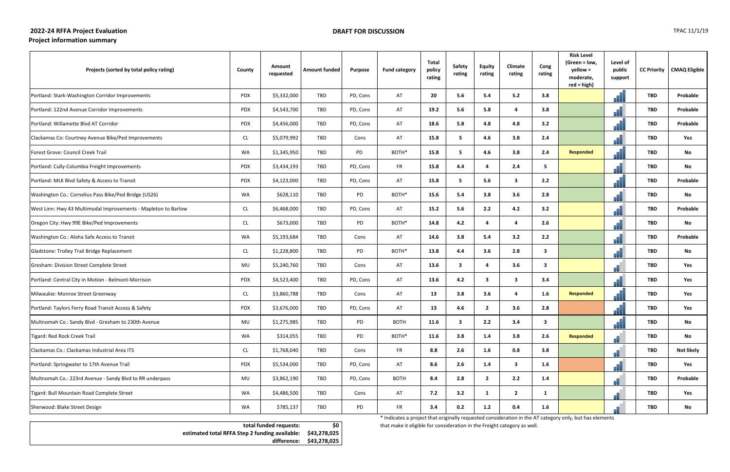# 2022-24 RFFA Project Evaluation

## Project information summary

**DRAFT FOR DISCUSSION**

TPAC 11/1/19

| Projects (sorted by total policy rating) | County | Amount requested | Amount funded | Purpose | Fund category | Total policy rating | Safety rating | Equity rating | Climate rating | Cong rating | Risk Level (Green = low, yellow = moderate, red = high) | Level of public support | CC Priority | CMAQ Eligible |
|---|---|---|---|---|---|---|---|---|---|---|---|---|---|---|
| Portland: Stark-Washington Corridor Improvements | PDX | $5,332,000 | TBD | PD, Cons | AT | 20 | 5.6 | 5.4 | 5.2 | 3.8 | | | TBD | Probable |
| Portland: 122nd Avenue Corridor Improvements | PDX | $4,543,700 | TBD | PD, Cons | AT | 19.2 | 5.6 | 5.8 | 4 | 3.8 | | | TBD | Probable |
| Portland: Willamette Blvd AT Corridor | PDX | $4,456,000 | TBD | PD, Cons | AT | 18.6 | 5.8 | 4.8 | 4.8 | 3.2 | | | TBD | Probable |
| Clackamas Co: Courtney Avenue Bike/Ped Improvements | CL | $5,079,992 | TBD | Cons | AT | 15.8 | 5 | 4.6 | 3.8 | 2.4 | | | TBD | Yes |
| Forest Grove: Council Creek Trail | WA | $1,345,950 | TBD | PD | BOTH* | 15.8 | 5 | 4.6 | 3.8 | 2.4 | Responded | | TBD | No |
| Portland: Cully-Columbia Freight Improvements | PDX | $3,434,193 | TBD | PD, Cons | FR | 15.8 | 4.4 | 4 | 2.4 | 5 | | | TBD | No |
| Portland: MLK Blvd Safety & Access to Transit | PDX | $4,123,000 | TBD | PD, Cons | AT | 15.8 | 5 | 5.6 | 3 | 2.2 | | | TBD | Probable |
| Washington Co.: Cornelius Pass Bike/Ped Bridge (US26) | WA | $628,110 | TBD | PD | BOTH* | 15.6 | 5.4 | 3.8 | 3.6 | 2.8 | | | TBD | No |
| West Linn: Hwy 43 Multimodal Improvements - Mapleton to Barlow | CL | $6,468,000 | TBD | PD, Cons | AT | 15.2 | 5.6 | 2.2 | 4.2 | 3.2 | | | TBD | Probable |
| Oregon City: Hwy 99E Bike/Ped Improvements | CL | $673,000 | TBD | PD | BOTH* | 14.8 | 4.2 | 4 | 4 | 2.6 | | | TBD | No |
| Washington Co.: Aloha Safe Access to Transit | WA | $5,193,684 | TBD | Cons | AT | 14.6 | 3.8 | 5.4 | 3.2 | 2.2 | | | TBD | Probable |
| Gladstone: Trolley Trail Bridge Replacement | CL | $1,228,800 | TBD | PD | BOTH* | 13.8 | 4.4 | 3.6 | 2.8 | 3 | | | TBD | No |
| Gresham: Division Street Complete Street | MU | $5,240,760 | TBD | Cons | AT | 13.6 | 3 | 4 | 3.6 | 3 | | | TBD | Yes |
| Portland: Central City in Motion - Belmont-Morrison | PDX | $4,523,400 | TBD | PD, Cons | AT | 13.6 | 4.2 | 3 | 3 | 3.4 | | | TBD | Yes |
| Milwaukie: Monroe Street Greenway | CL | $3,860,788 | TBD | Cons | AT | 13 | 3.8 | 3.6 | 4 | 1.6 | Responded | | TBD | Yes |
| Portland: Taylors Ferry Road Transit Access & Safety | PDX | $3,676,000 | TBD | PD, Cons | AT | 13 | 4.6 | 2 | 3.6 | 2.8 | | | TBD | Yes |
| Multnomah Co.: Sandy Blvd - Gresham to 230th Avenue | MU | $1,275,985 | TBD | PD | BOTH | 11.6 | 3 | 2.2 | 3.4 | 3 | | | TBD | No |
| Tigard: Red Rock Creek Trail | WA | $314,055 | TBD | PD | BOTH* | 11.6 | 3.8 | 1.4 | 3.8 | 2.6 | Responded | | TBD | No |
| Clackamas Co.: Clackamas Industrial Area ITS | CL | $1,768,040 | TBD | Cons | FR | 8.8 | 2.6 | 1.6 | 0.8 | 3.8 | | | TBD | Not likely |
| Portland: Springwater to 17th Avenue Trail | PDX | $5,534,000 | TBD | PD, Cons | AT | 8.6 | 2.6 | 1.4 | 3 | 1.6 | | | TBD | Yes |
| Multnomah Co.: 223rd Avenue - Sandy Blvd to RR underpass | MU | $3,862,190 | TBD | PD, Cons | BOTH | 8.4 | 2.8 | 2 | 2.2 | 1.4 | | | TBD | Probable |
| Tigard: Bull Mountain Road Complete Street | WA | $4,486,500 | TBD | Cons | AT | 7.2 | 3.2 | 1 | 2 | 1 | | | TBD | Yes |
| Sherwood: Blake Street Design | WA | $785,137 | TBD | PD | FR | 3.4 | 0.2 | 1.2 | 0.4 | 1.6 | | | TBD | No |

| | |
|---|---|
| total funded requests: | $0 |
| estimated total RFFA Step 2 funding available: | $43,278,025 |
| difference: | $43,278,025 |

\* Indicates a project that originally requested consideration in the AT category only, but has elements that make it eligible for consideration in the Freight category as well.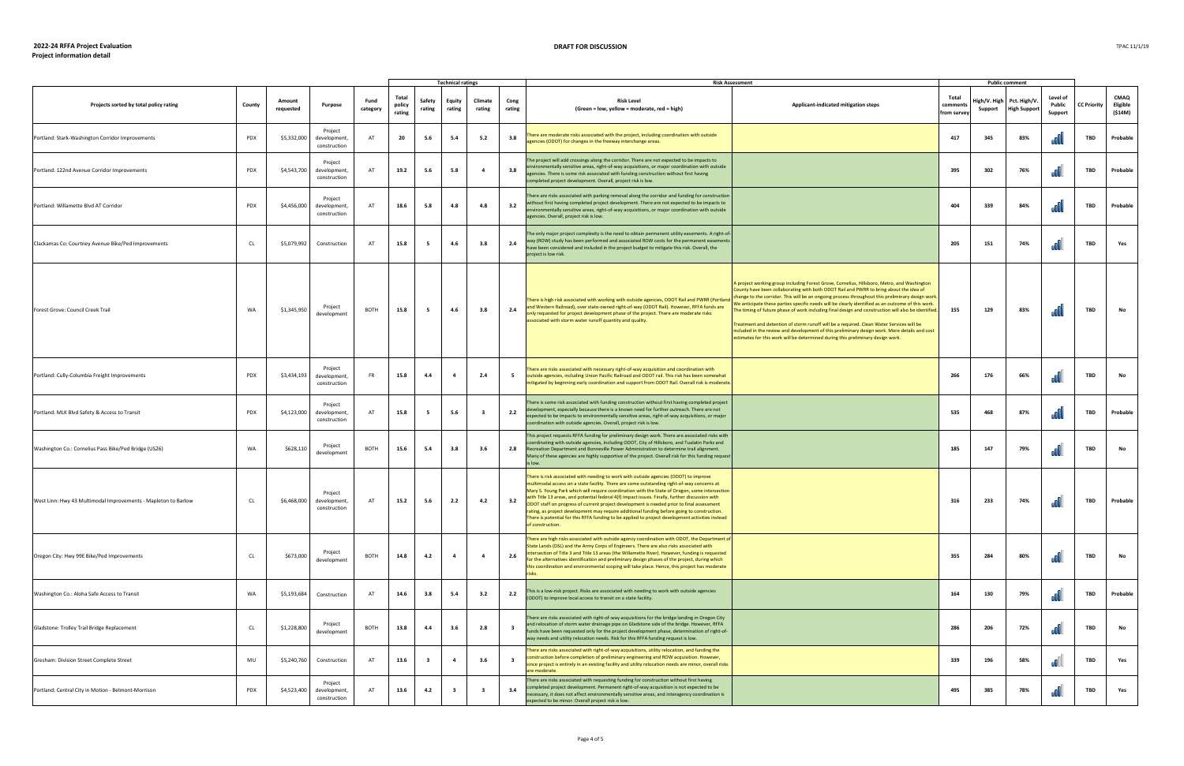**2022-24 RFFA Project Evaluation**
**Project information detail**

**DRAFT FOR DISCUSSION**

TPAC 11/1/19

| Projects sorted by total policy rating | County | Amount requested | Purpose | Fund category | Technical ratings: Total policy rating | Safety rating | Equity rating | Climate rating | Cong rating | Risk Assessment: Risk Level (Green = low, yellow = moderate, red = high) | Applicant-indicated mitigation steps | Public comment: Total comments from survey | High/V. High Support | Pct. High/V. High Support | Level of Public Support | CC Priority | CMAQ Eligible ($14M) |
|---|---|---|---|---|---|---|---|---|---|---|---|---|---|---|---|---|---|
| Portland: Stark-Washington Corridor Improvements | PDX | $5,332,000 | Project development, construction | AT | 20 | 5.6 | 5.4 | 5.2 | 3.8 | There are moderate risks associated with the project, including coordination with outside agencies (ODOT) for changes in the freeway interchange areas. | | 417 | 345 | 83% | | TBD | Probable |
| Portland: 122nd Avenue Corridor Improvements | PDX | $4,543,700 | Project development, construction | AT | 19.2 | 5.6 | 5.8 | 4 | 3.8 | The project will add crossings along the corridor. There are not expected to be impacts to environmentally sensitive areas, right-of-way acquisitions, or major coordination with outside agencies. There is some risk associated with funding construction without first having completed project development. Overall, project risk is low. | | 395 | 302 | 76% | | TBD | Probable |
| Portland: Willamette Blvd AT Corridor | PDX | $4,456,000 | Project development, construction | AT | 18.6 | 5.8 | 4.8 | 4.8 | 3.2 | There are risks associated with parking removal along the corridor and funding for construction without first having completed project development. There are not expected to be impacts to environmentally sensitive areas, right-of-way acquisitions, or major coordination with outside agencies. Overall, project risk is low. | | 404 | 339 | 84% | | TBD | Probable |
| Clackamas Co: Courtney Avenue Bike/Ped Improvements | CL | $5,079,992 | Construction | AT | 15.8 | 5 | 4.6 | 3.8 | 2.4 | The only major project complexity is the need to obtain permanent utility easements. A right-of-way (ROW) study has been performed and associated ROW costs for the permanent easements have been considered and included in the project budget to mitigate this risk. Overall, the project is low risk. | | 205 | 151 | 74% | | TBD | Yes |
| Forest Grove: Council Creek Trail | WA | $1,345,950 | Project development | BOTH | 15.8 | 5 | 4.6 | 3.8 | 2.4 | There is high risk associated with working with outside agencies, ODOT Rail and PWRR (Portland and Western Railroad), over state-owned right-of-way (ODOT Rail). However, RFFA funds are only requested for project development phase of the project. There are moderate risks associated with storm water runoff quantity and quality. | A project working group including Forest Grove, Cornelius, Hillsboro, Metro, and Washington County have been collaborating with both ODOT Rail and PWRR to bring about the idea of change to the corridor. This will be an ongoing process throughout this preliminary design work. We anticipate these parties specific needs will be clearly identified as an outcome of this work. The timing of future phase of work including final design and construction will also be identified. Treatment and detention of storm runoff will be a required. Clean Water Services will be included in the review and development of this preliminary design work. More details and cost estimates for this work will be determined during this preliminary design work. | 155 | 129 | 83% | | TBD | No |
| Portland: Cully-Columbia Freight Improvements | PDX | $3,434,193 | Project development, construction | FR | 15.8 | 4.4 | 4 | 2.4 | 5 | There are risks associated with necessary right-of-way acquisition and coordination with outside agencies, including Union Pacific Railroad and ODOT rail. This risk has been somewhat mitigated by beginning early coordination and support from ODOT Rail. Overall risk is moderate. | | 266 | 176 | 66% | | TBD | No |
| Portland: MLK Blvd Safety & Access to Transit | PDX | $4,123,000 | Project development, construction | AT | 15.8 | 5 | 5.6 | 3 | 2.2 | There is some risk associated with funding construction without first having completed project development, especially because there is a known need for further outreach. There are not expected to be impacts to environmentally sensitive areas, right-of-way acquisitions, or major coordination with outside agencies. Overall, project risk is low. | | 535 | 468 | 87% | | TBD | Probable |
| Washington Co.: Cornelius Pass Bike/Ped Bridge (US26) | WA | $628,110 | Project development | BOTH | 15.6 | 5.4 | 3.8 | 3.6 | 2.8 | This project requests RFFA funding for preliminary design work. There are associated risks with coordinating with outside agencies, including ODOT, City of Hillsboro, and Tualatin Parks and Recreation Department and Bonneville Power Administration to determine trail alignment. Many of these agencies are highly supportive of the project. Overall risk for this funding request is low. | | 185 | 147 | 79% | | TBD | No |
| West Linn: Hwy 43 Multimodal Improvements - Mapleton to Barlow | CL | $6,468,000 | Project development, construction | AT | 15.2 | 5.6 | 2.2 | 4.2 | 3.2 | There is risk associated with needing to work with outside agencies (ODOT) to improve multimodal access on a state facility. There are some outstanding right-of-way concerns at Mary S. Young Park which will require coordination with the State of Oregon, some intersection with Title 13 areas, and potential federal 4(f) impact issues. Finally, further discussion with ODOT staff on progress of current project development is needed prior to final assessment rating, as project development may require additional funding before going to construction. There is potential for this RFFA funding to be applied to project development activities instead of construction. | | 316 | 233 | 74% | | TBD | Probable |
| Oregon City: Hwy 99E Bike/Ped Improvements | CL | $673,000 | Project development | BOTH | 14.8 | 4.2 | 4 | 4 | 2.6 | There are high risks associated with outside agency coordination with ODOT, the Department of State Lands (DSL) and the Army Corps of Engineers. There are also risks associated with intersection of Title 3 and Title 13 areas (the Willamette River). However, funding is requested for the alternatives identification and preliminary design phases of the project, during which this coordination and environmental scoping will take place. Hence, this project has moderate risks. | | 355 | 284 | 80% | | TBD | No |
| Washington Co.: Aloha Safe Access to Transit | WA | $5,193,684 | Construction | AT | 14.6 | 3.8 | 5.4 | 3.2 | 2.2 | This is a low-risk project. Risks are associated with needing to work with outside agencies (ODOT) to improve local access to transit on a state facility. | | 164 | 130 | 79% | | TBD | Probable |
| Gladstone: Trolley Trail Bridge Replacement | CL | $1,228,800 | Project development | BOTH | 13.8 | 4.4 | 3.6 | 2.8 | 3 | There are risks associated with right-of-way acquisitions for the bridge landing in Oregon City and relocation of storm water drainage pipe on Gladstone side of the bridge. However, RFFA funds have been requested only for the project development phase, determination of right-of-way needs and utility relocation needs. Risk for this RFFA funding request is low. | | 286 | 206 | 72% | | TBD | No |
| Gresham: Division Street Complete Street | MU | $5,240,760 | Construction | AT | 13.6 | 3 | 4 | 3.6 | 3 | There are risks associated with right-of-way acquisitions, utility relocation, and funding the construction before completion of preliminary engineering and ROW acquisition. However, since project is entirely in an existing facility and utility relocation needs are minor, overall risks are moderate. | | 339 | 196 | 58% | | TBD | Yes |
| Portland: Central City in Motion - Belmont-Morrison | PDX | $4,523,400 | Project development, construction | AT | 13.6 | 4.2 | 3 | 3 | 3.4 | There are risks associated with requesting funding for construction without first having completed project development. Permanent right-of-way acquisition is not expected to be necessary, it does not affect environmentally sensitive areas, and interagency coordination is expected to be minor. Overall project risk is low. | | 495 | 385 | 78% | | TBD | Yes |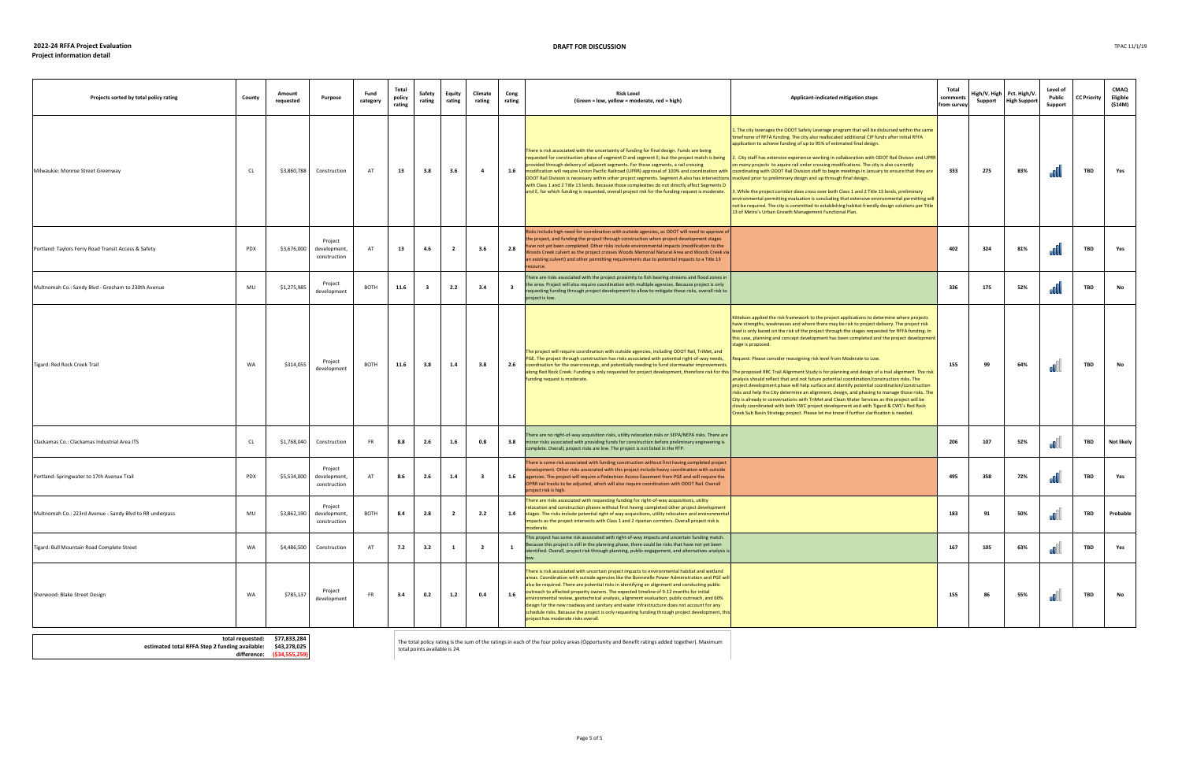**2022-24 RFFA Project Evaluation**
**Project information detail**

**DRAFT FOR DISCUSSION**

| Projects sorted by total policy rating | County | Amount requested | Purpose | Fund category | Total policy rating | Safety rating | Equity rating | Climate rating | Cong rating | Risk Level (Green = low, yellow = moderate, red = high) | Applicant-indicated mitigation steps | Total comments from survey | High/V. High Support | Pct. High/V. High Support | Level of Public Support | CC Priority | CMAQ Eligible ($14M) |
|---|---|---|---|---|---|---|---|---|---|---|---|---|---|---|---|---|---|
| Milwaukie: Monroe Street Greenway | CL | $3,860,788 | Construction | AT | 13 | 3.8 | 3.6 | 4 | 1.6 | There is risk associated with the uncertainty of funding for final design. Funds are being requested for construction phase of segment D and segment E; but the project match is being provided through delivery of adjacent segments. For those segments, a rail crossing modification will require Union Pacific Railroad (UPRR) approval of 100% and coordination with ODOT Rail Division is necessary within other project segments. Segment A also has intersections with Class 1 and 2 Title 13 lands. Because those complexities do not directly affect Segments D and E, for which funding is requested, overall project risk for the funding request is moderate. | 1. The city leverages the ODOT Safety Leverage program that will be disbursed within the same timeframe of RFFA funding. The city also reallocated additional CIP funds after initial RFFA application to achieve funding of up to 95% of estimated final design. 2. City staff has extensive experience working in collaboration with ODOT Rail Divison and UPRR on many projects to aquire rail order crossing modifications. The city is also currently coordinating with ODOT Rail Division staff to begin meetings in January to ensure that they are involved prior to preliminary design and up through final design. 3. While the project corridor does cross over both Class 1 and 2 Title 13 lands, preliminary environmental permitting evaluation is concluding that extensive environmental permitting will not be required. The city is committed to establishing habitat friendly design solutions per Title 13 of Metro's Urban Growth Management Functional Plan. | 333 | 275 | 83% | | TBD | Yes |
| Portland: Taylors Ferry Road Transit Access & Safety | PDX | $3,676,000 | Project development, construction | AT | 13 | 4.6 | 2 | 3.6 | 2.8 | Risks include high need for coordination with outside agencies, as ODOT will need to approve of the project, and funding the project through construction when project development stages have not yet been completed. Other risks include environmental impacts (modification to the Woods Creek culvert as the project crosses Woods Memorial Natural Area and Woods Creek via an existing culvert) and other permitting requirements due to potential impacts to a Title 13 resource. | | 402 | 324 | 81% | | TBD | Yes |
| Multnomah Co.: Sandy Blvd - Gresham to 230th Avenue | MU | $1,275,985 | Project development | BOTH | 11.6 | 3 | 2.2 | 3.4 | 3 | There are risks associated with the project proximity to fish bearing streams and flood zones in the area. Project will also require coordination with multiple agencies. Because project is only requesting funding through project development to allow to mitigate these risks, overall risk to project is low. | | 336 | 175 | 52% | | TBD | No |
| Tigard: Red Rock Creek Trail | WA | $314,055 | Project development | BOTH | 11.6 | 3.8 | 1.4 | 3.8 | 2.6 | The project will require coordination with outside agencies, including ODOT Rail, TriMet, and PGE. The project through construction has risks associated with potential right-of-way needs, coordination for the overcrossings, and potentially needing to fund stormwater improvements along Red Rock Creek. Funding is only requested for project development, therefore risk for this funding request is moderate. | Kittelson applied the risk framework to the project applications to determine where projects have strengths, weaknesses and where there may be risk to project delivery. The project risk level is only based on the risk of the project through the stages requested for RFFA funding. In this case, planning and concept development has been completed and the project development stage is proposed. Request: Please consider reassigning risk level from Moderate to Low. The proposed RRC Trail Alignment Study is for planning and design of a trail alignment. The risk analysis should reflect that and not future potential coordination/construction risks. The project development phase will help surface and identify potential coordination/construction risks and help the City determine an alignment, design, and phasing to manage those risks. The City is already in conversations with TriMet and Clean Water Services as this project will be closely coordinated with both SWC project development and with Tigard & CWS's Red Rock Creek Sub Basin Strategy project. Please let me know if further clarification is needed. | 155 | 99 | 64% | | TBD | No |
| Clackamas Co.: Clackamas Industrial Area ITS | CL | $1,768,040 | Construction | FR | 8.8 | 2.6 | 1.6 | 0.8 | 3.8 | There are no right-of-way acquisition risks, utility relocation risks or SEPA/NEPA risks. There are minor risks associated with providing funds for construction before preliminary engineering is complete. Overall, project risks are low. The project is not listed in the RTP. | | 206 | 107 | 52% | | TBD | Not likely |
| Portland: Springwater to 17th Avenue Trail | PDX | $5,534,000 | Project development, construction | AT | 8.6 | 2.6 | 1.4 | 3 | 1.6 | There is some risk associated with funding construction without first having completed project development. Other risks associated with this project include heavy coordination with outside agencies. The project will require a Pedestrian Access Easement from PGE and will require the OPRR rail tracks to be adjusted, which will also require coordination with ODOT Rail. Overall project risk is high. | | 495 | 358 | 72% | | TBD | Yes |
| Multnomah Co.: 223rd Avenue - Sandy Blvd to RR underpass | MU | $3,862,190 | Project development, construction | BOTH | 8.4 | 2.8 | 2 | 2.2 | 1.4 | There are risks associated with requesting funding for right-of-way acquisitions, utility relocation and construction phases without first having completed other project development stages. The risks include potential right of way acquisitions, utility relocation and environmental impacts as the project intersects with Class 1 and 2 riparian corridors. Overall project risk is moderate. | | 183 | 91 | 50% | | TBD | Probable |
| Tigard: Bull Mountain Road Complete Street | WA | $4,486,500 | Construction | AT | 7.2 | 3.2 | 1 | 2 | 1 | This project has some risk associated with right-of-way impacts and uncertain funding match. Because this project is still in the planning phase, there could be risks that have not yet been identified. Overall, project risk through planning, public engagement, and alternatives analysis is low. | | 167 | 105 | 63% | | TBD | Yes |
| Sherwood: Blake Street Design | WA | $785,137 | Project development | FR | 3.4 | 0.2 | 1.2 | 0.4 | 1.6 | There is risk associated with uncertain project impacts to environmental habitat and wetland areas. Coordination with outside agencies like the Bonneville Power Administration and PGE will also be required. There are potential risks in identifying an alignment and conducting public outreach to affected property owners. The expected timeline of 9-12 months for initial environmental review, geotechnical analysis, alignment evaluation, public outreach, and 60% design for the new roadway and sanitary and water infrastructure does not account for any schedule risks. Because the project is only requesting funding through project development, this project has moderate risks overall. | | 155 | 86 | 55% | | TBD | No |

| | |
|---|---|
| total requested: | $77,833,284 |
| estimated total RFFA Step 2 funding available: | $43,278,025 |
| difference: | ($34,555,259) |

The total policy rating is the sum of the ratings in each of the four policy areas (Opportunity and Benefit ratings added together). Maximum total points available is 24.